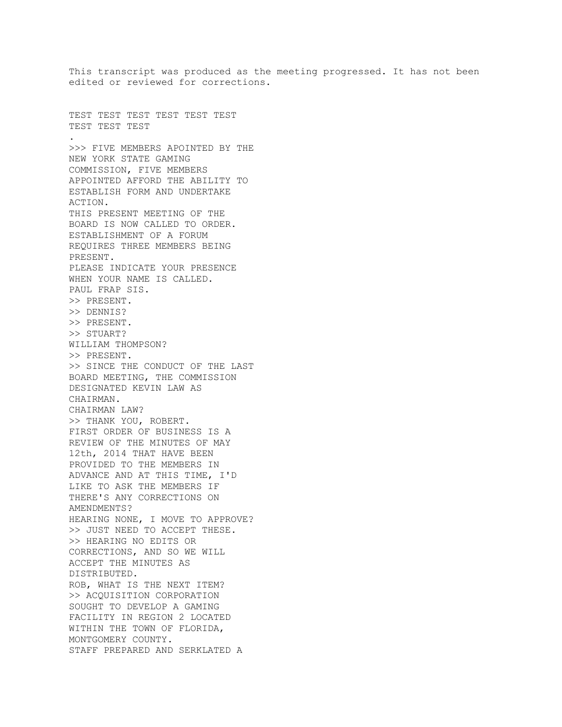This transcript was produced as the meeting progressed. It has not been edited or reviewed for corrections.

TEST TEST TEST TEST TEST TEST
TEST TEST TEST
.
>>> FIVE MEMBERS APOINTED BY THE
NEW YORK STATE GAMING
COMMISSION, FIVE MEMBERS
APPOINTED AFFORD THE ABILITY TO
ESTABLISH FORM AND UNDERTAKE
ACTION.
THIS PRESENT MEETING OF THE
BOARD IS NOW CALLED TO ORDER.
ESTABLISHMENT OF A FORUM
REQUIRES THREE MEMBERS BEING
PRESENT.
PLEASE INDICATE YOUR PRESENCE
WHEN YOUR NAME IS CALLED.
PAUL FRAP SIS.
>> PRESENT.
>> DENNIS?
>> PRESENT.
>> STUART?
WILLIAM THOMPSON?
>> PRESENT.
>> SINCE THE CONDUCT OF THE LAST
BOARD MEETING, THE COMMISSION
DESIGNATED KEVIN LAW AS
CHAIRMAN.
CHAIRMAN LAW?
>> THANK YOU, ROBERT.
FIRST ORDER OF BUSINESS IS A
REVIEW OF THE MINUTES OF MAY
12th, 2014 THAT HAVE BEEN
PROVIDED TO THE MEMBERS IN
ADVANCE AND AT THIS TIME, I'D
LIKE TO ASK THE MEMBERS IF
THERE'S ANY CORRECTIONS ON
AMENDMENTS?
HEARING NONE, I MOVE TO APPROVE?
>> JUST NEED TO ACCEPT THESE.
>> HEARING NO EDITS OR
CORRECTIONS, AND SO WE WILL
ACCEPT THE MINUTES AS
DISTRIBUTED.
ROB, WHAT IS THE NEXT ITEM?
>> ACQUISITION CORPORATION
SOUGHT TO DEVELOP A GAMING
FACILITY IN REGION 2 LOCATED
WITHIN THE TOWN OF FLORIDA,
MONTGOMERY COUNTY.
STAFF PREPARED AND SERKLATED A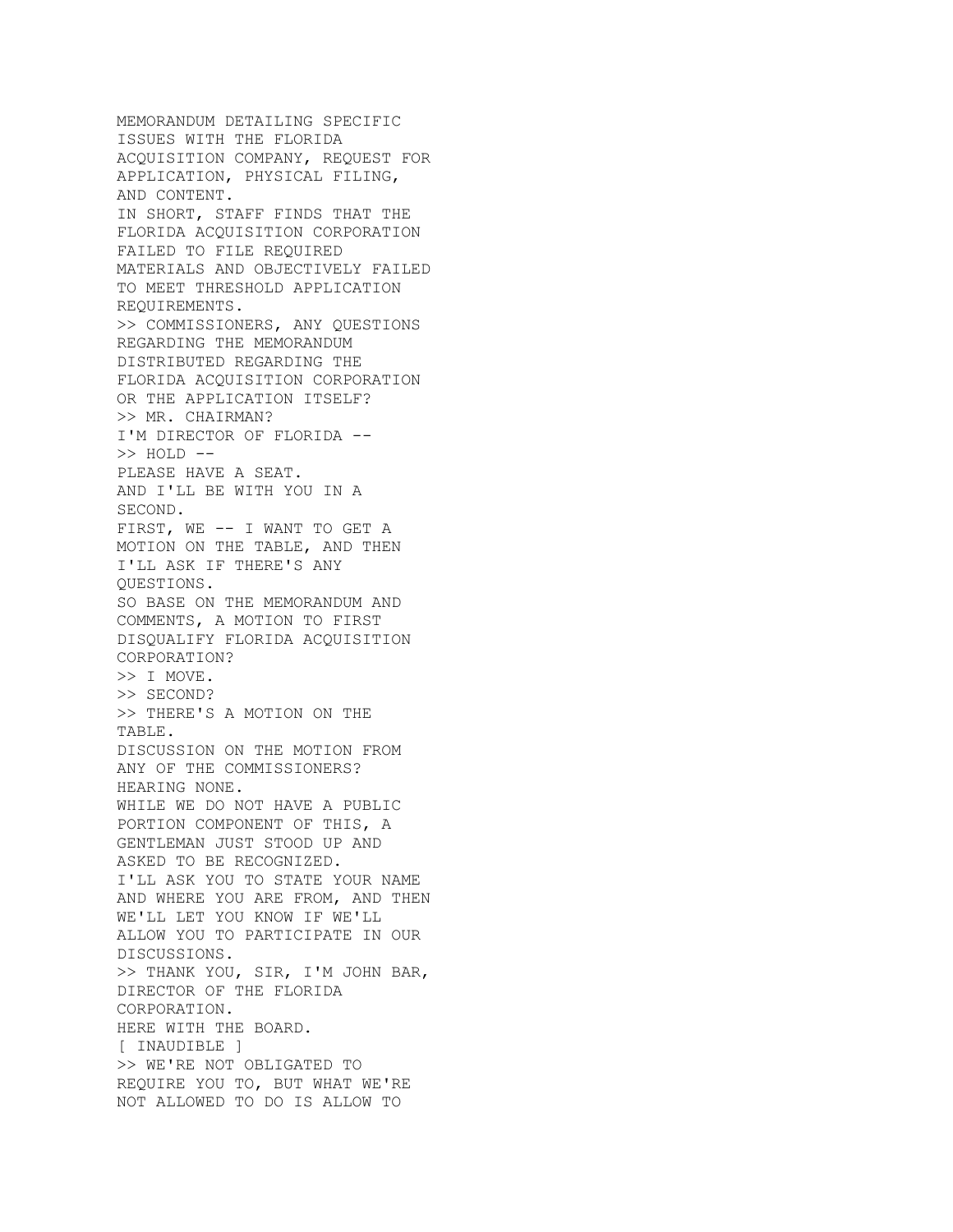MEMORANDUM DETAILING SPECIFIC ISSUES WITH THE FLORIDA ACQUISITION COMPANY, REQUEST FOR APPLICATION, PHYSICAL FILING, AND CONTENT.
IN SHORT, STAFF FINDS THAT THE FLORIDA ACQUISITION CORPORATION FAILED TO FILE REQUIRED MATERIALS AND OBJECTIVELY FAILED TO MEET THRESHOLD APPLICATION REQUIREMENTS.
>> COMMISSIONERS, ANY QUESTIONS REGARDING THE MEMORANDUM DISTRIBUTED REGARDING THE FLORIDA ACQUISITION CORPORATION OR THE APPLICATION ITSELF?
>> MR. CHAIRMAN?
I'M DIRECTOR OF FLORIDA --
>> HOLD --
PLEASE HAVE A SEAT.
AND I'LL BE WITH YOU IN A SECOND.
FIRST, WE -- I WANT TO GET A MOTION ON THE TABLE, AND THEN I'LL ASK IF THERE'S ANY QUESTIONS.
SO BASE ON THE MEMORANDUM AND COMMENTS, A MOTION TO FIRST DISQUALIFY FLORIDA ACQUISITION CORPORATION?
>> I MOVE.
>> SECOND?
>> THERE'S A MOTION ON THE TABLE.
DISCUSSION ON THE MOTION FROM ANY OF THE COMMISSIONERS?
HEARING NONE.
WHILE WE DO NOT HAVE A PUBLIC PORTION COMPONENT OF THIS, A GENTLEMAN JUST STOOD UP AND ASKED TO BE RECOGNIZED.
I'LL ASK YOU TO STATE YOUR NAME AND WHERE YOU ARE FROM, AND THEN WE'LL LET YOU KNOW IF WE'LL ALLOW YOU TO PARTICIPATE IN OUR DISCUSSIONS.
>> THANK YOU, SIR, I'M JOHN BAR, DIRECTOR OF THE FLORIDA CORPORATION.
HERE WITH THE BOARD.
[ INAUDIBLE ]
>> WE'RE NOT OBLIGATED TO REQUIRE YOU TO, BUT WHAT WE'RE NOT ALLOWED TO DO IS ALLOW TO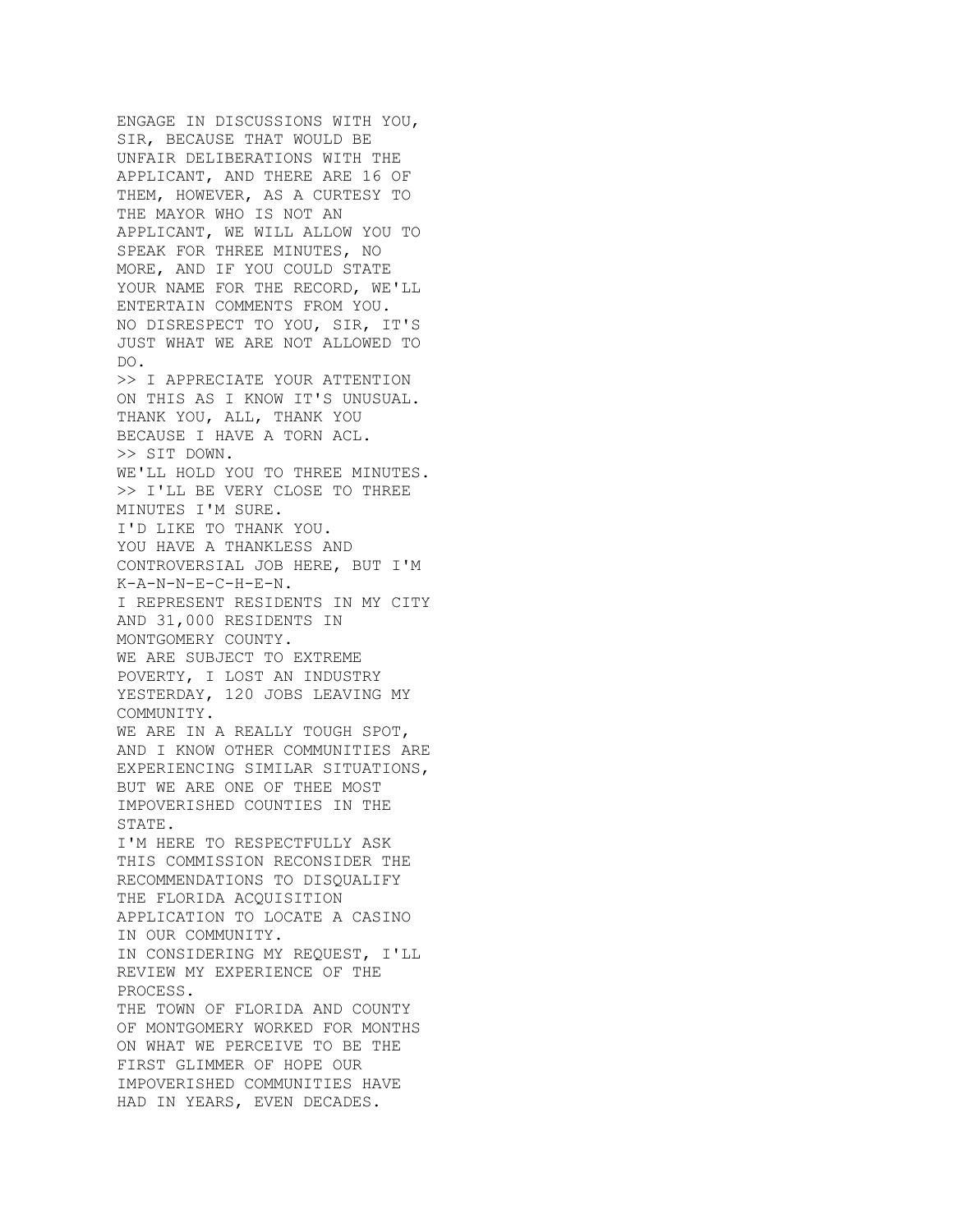ENGAGE IN DISCUSSIONS WITH YOU, SIR, BECAUSE THAT WOULD BE UNFAIR DELIBERATIONS WITH THE APPLICANT, AND THERE ARE 16 OF THEM, HOWEVER, AS A CURTESY TO THE MAYOR WHO IS NOT AN APPLICANT, WE WILL ALLOW YOU TO SPEAK FOR THREE MINUTES, NO MORE, AND IF YOU COULD STATE YOUR NAME FOR THE RECORD, WE'LL ENTERTAIN COMMENTS FROM YOU. NO DISRESPECT TO YOU, SIR, IT'S JUST WHAT WE ARE NOT ALLOWED TO DO.

>> I APPRECIATE YOUR ATTENTION ON THIS AS I KNOW IT'S UNUSUAL. THANK YOU, ALL, THANK YOU BECAUSE I HAVE A TORN ACL.

>> SIT DOWN.
WE'LL HOLD YOU TO THREE MINUTES.

>> I'LL BE VERY CLOSE TO THREE MINUTES I'M SURE.
I'D LIKE TO THANK YOU.
YOU HAVE A THANKLESS AND CONTROVERSIAL JOB HERE, BUT I'M K-A-N-N-E-C-H-E-N.
I REPRESENT RESIDENTS IN MY CITY AND 31,000 RESIDENTS IN MONTGOMERY COUNTY.
WE ARE SUBJECT TO EXTREME POVERTY, I LOST AN INDUSTRY YESTERDAY, 120 JOBS LEAVING MY COMMUNITY.
WE ARE IN A REALLY TOUGH SPOT, AND I KNOW OTHER COMMUNITIES ARE EXPERIENCING SIMILAR SITUATIONS, BUT WE ARE ONE OF THEE MOST IMPOVERISHED COUNTIES IN THE STATE.
I'M HERE TO RESPECTFULLY ASK THIS COMMISSION RECONSIDER THE RECOMMENDATIONS TO DISQUALIFY THE FLORIDA ACQUISITION APPLICATION TO LOCATE A CASINO IN OUR COMMUNITY.
IN CONSIDERING MY REQUEST, I'LL REVIEW MY EXPERIENCE OF THE PROCESS.
THE TOWN OF FLORIDA AND COUNTY OF MONTGOMERY WORKED FOR MONTHS ON WHAT WE PERCEIVE TO BE THE FIRST GLIMMER OF HOPE OUR IMPOVERISHED COMMUNITIES HAVE HAD IN YEARS, EVEN DECADES.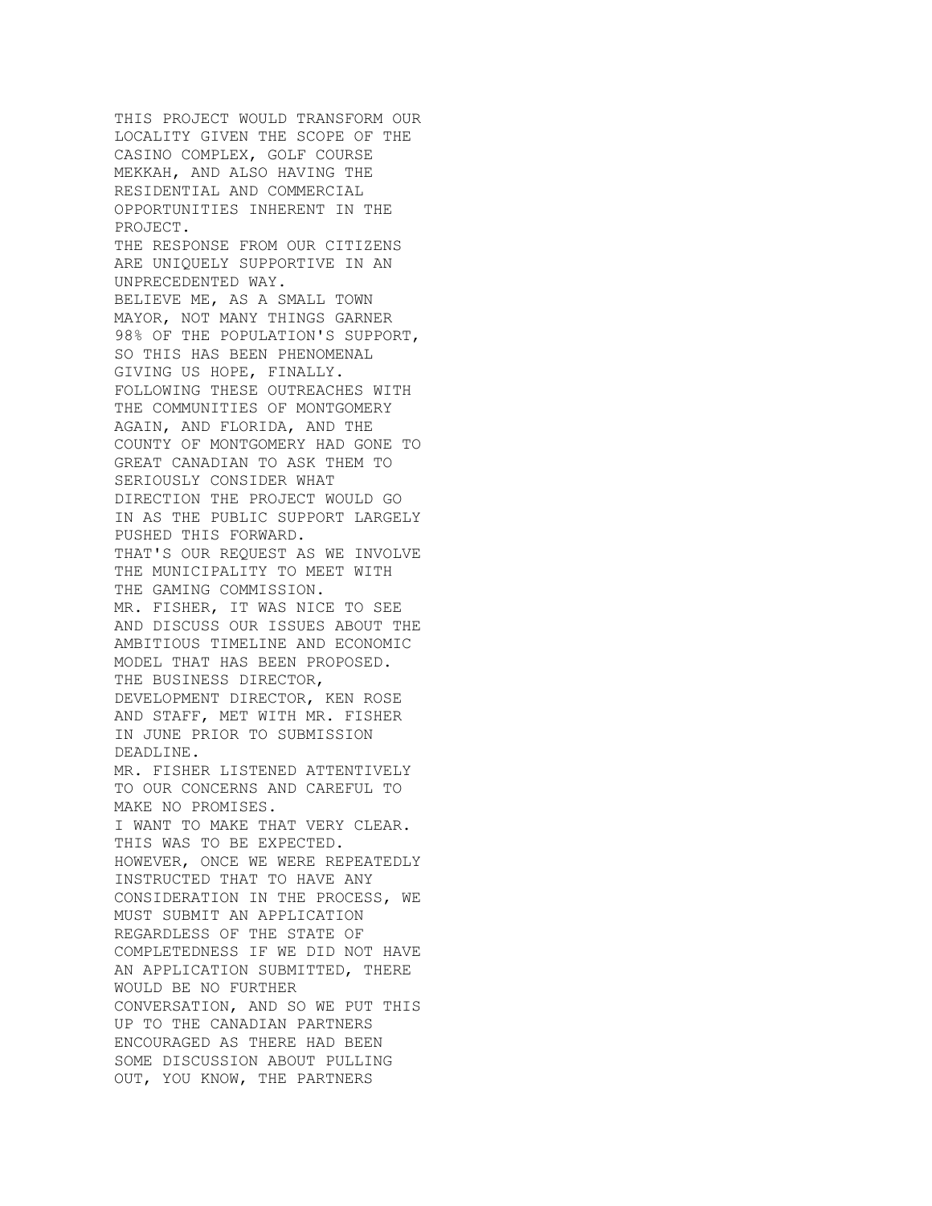THIS PROJECT WOULD TRANSFORM OUR LOCALITY GIVEN THE SCOPE OF THE CASINO COMPLEX, GOLF COURSE MEKKAH, AND ALSO HAVING THE RESIDENTIAL AND COMMERCIAL OPPORTUNITIES INHERENT IN THE PROJECT.
THE RESPONSE FROM OUR CITIZENS ARE UNIQUELY SUPPORTIVE IN AN UNPRECEDENTED WAY.
BELIEVE ME, AS A SMALL TOWN MAYOR, NOT MANY THINGS GARNER 98% OF THE POPULATION'S SUPPORT, SO THIS HAS BEEN PHENOMENAL GIVING US HOPE, FINALLY.
FOLLOWING THESE OUTREACHES WITH THE COMMUNITIES OF MONTGOMERY AGAIN, AND FLORIDA, AND THE COUNTY OF MONTGOMERY HAD GONE TO GREAT CANADIAN TO ASK THEM TO SERIOUSLY CONSIDER WHAT DIRECTION THE PROJECT WOULD GO IN AS THE PUBLIC SUPPORT LARGELY PUSHED THIS FORWARD.
THAT'S OUR REQUEST AS WE INVOLVE THE MUNICIPALITY TO MEET WITH THE GAMING COMMISSION.
MR. FISHER, IT WAS NICE TO SEE AND DISCUSS OUR ISSUES ABOUT THE AMBITIOUS TIMELINE AND ECONOMIC MODEL THAT HAS BEEN PROPOSED.
THE BUSINESS DIRECTOR, DEVELOPMENT DIRECTOR, KEN ROSE AND STAFF, MET WITH MR. FISHER IN JUNE PRIOR TO SUBMISSION DEADLINE.
MR. FISHER LISTENED ATTENTIVELY TO OUR CONCERNS AND CAREFUL TO MAKE NO PROMISES.
I WANT TO MAKE THAT VERY CLEAR.
THIS WAS TO BE EXPECTED.
HOWEVER, ONCE WE WERE REPEATEDLY INSTRUCTED THAT TO HAVE ANY CONSIDERATION IN THE PROCESS, WE MUST SUBMIT AN APPLICATION REGARDLESS OF THE STATE OF COMPLETEDNESS IF WE DID NOT HAVE AN APPLICATION SUBMITTED, THERE WOULD BE NO FURTHER CONVERSATION, AND SO WE PUT THIS UP TO THE CANADIAN PARTNERS ENCOURAGED AS THERE HAD BEEN SOME DISCUSSION ABOUT PULLING OUT, YOU KNOW, THE PARTNERS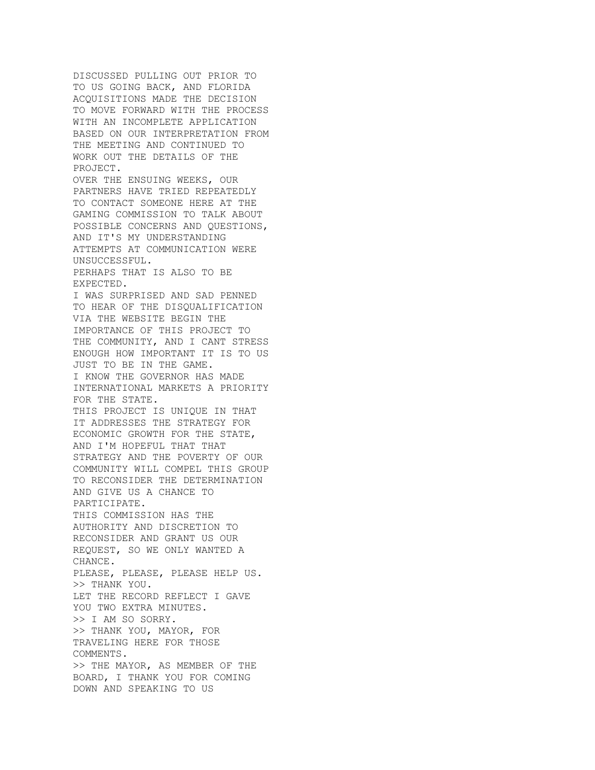DISCUSSED PULLING OUT PRIOR TO
TO US GOING BACK, AND FLORIDA
ACQUISITIONS MADE THE DECISION
TO MOVE FORWARD WITH THE PROCESS
WITH AN INCOMPLETE APPLICATION
BASED ON OUR INTERPRETATION FROM
THE MEETING AND CONTINUED TO
WORK OUT THE DETAILS OF THE
PROJECT.
OVER THE ENSUING WEEKS, OUR
PARTNERS HAVE TRIED REPEATEDLY
TO CONTACT SOMEONE HERE AT THE
GAMING COMMISSION TO TALK ABOUT
POSSIBLE CONCERNS AND QUESTIONS,
AND IT'S MY UNDERSTANDING
ATTEMPTS AT COMMUNICATION WERE
UNSUCCESSFUL.
PERHAPS THAT IS ALSO TO BE
EXPECTED.
I WAS SURPRISED AND SAD PENNED
TO HEAR OF THE DISQUALIFICATION
VIA THE WEBSITE BEGIN THE
IMPORTANCE OF THIS PROJECT TO
THE COMMUNITY, AND I CANT STRESS
ENOUGH HOW IMPORTANT IT IS TO US
JUST TO BE IN THE GAME.
I KNOW THE GOVERNOR HAS MADE
INTERNATIONAL MARKETS A PRIORITY
FOR THE STATE.
THIS PROJECT IS UNIQUE IN THAT
IT ADDRESSES THE STRATEGY FOR
ECONOMIC GROWTH FOR THE STATE,
AND I'M HOPEFUL THAT THAT
STRATEGY AND THE POVERTY OF OUR
COMMUNITY WILL COMPEL THIS GROUP
TO RECONSIDER THE DETERMINATION
AND GIVE US A CHANCE TO
PARTICIPATE.
THIS COMMISSION HAS THE
AUTHORITY AND DISCRETION TO
RECONSIDER AND GRANT US OUR
REQUEST, SO WE ONLY WANTED A
CHANCE.
PLEASE, PLEASE, PLEASE HELP US.
>> THANK YOU.
LET THE RECORD REFLECT I GAVE
YOU TWO EXTRA MINUTES.
>> I AM SO SORRY.
>> THANK YOU, MAYOR, FOR
TRAVELING HERE FOR THOSE
COMMENTS.
>> THE MAYOR, AS MEMBER OF THE
BOARD, I THANK YOU FOR COMING
DOWN AND SPEAKING TO US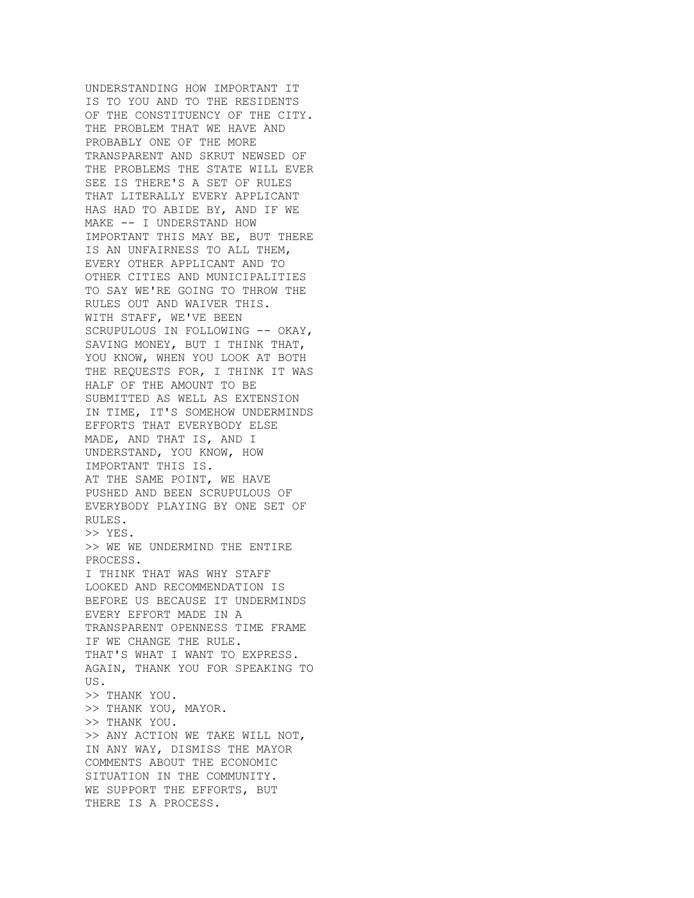UNDERSTANDING HOW IMPORTANT IT
IS TO YOU AND TO THE RESIDENTS
OF THE CONSTITUENCY OF THE CITY.
THE PROBLEM THAT WE HAVE AND
PROBABLY ONE OF THE MORE
TRANSPARENT AND SKRUT NEWSED OF
THE PROBLEMS THE STATE WILL EVER
SEE IS THERE'S A SET OF RULES
THAT LITERALLY EVERY APPLICANT
HAS HAD TO ABIDE BY, AND IF WE
MAKE -- I UNDERSTAND HOW
IMPORTANT THIS MAY BE, BUT THERE
IS AN UNFAIRNESS TO ALL THEM,
EVERY OTHER APPLICANT AND TO
OTHER CITIES AND MUNICIPALITIES
TO SAY WE'RE GOING TO THROW THE
RULES OUT AND WAIVER THIS.
WITH STAFF, WE'VE BEEN
SCRUPULOUS IN FOLLOWING -- OKAY,
SAVING MONEY, BUT I THINK THAT,
YOU KNOW, WHEN YOU LOOK AT BOTH
THE REQUESTS FOR, I THINK IT WAS
HALF OF THE AMOUNT TO BE
SUBMITTED AS WELL AS EXTENSION
IN TIME, IT'S SOMEHOW UNDERMINDS
EFFORTS THAT EVERYBODY ELSE
MADE, AND THAT IS, AND I
UNDERSTAND, YOU KNOW, HOW
IMPORTANT THIS IS.
AT THE SAME POINT, WE HAVE
PUSHED AND BEEN SCRUPULOUS OF
EVERYBODY PLAYING BY ONE SET OF
RULES.
>> YES.
>> WE WE UNDERMIND THE ENTIRE
PROCESS.
I THINK THAT WAS WHY STAFF
LOOKED AND RECOMMENDATION IS
BEFORE US BECAUSE IT UNDERMINDS
EVERY EFFORT MADE IN A
TRANSPARENT OPENNESS TIME FRAME
IF WE CHANGE THE RULE.
THAT'S WHAT I WANT TO EXPRESS.
AGAIN, THANK YOU FOR SPEAKING TO
US.
>> THANK YOU.
>> THANK YOU, MAYOR.
>> THANK YOU.
>> ANY ACTION WE TAKE WILL NOT,
IN ANY WAY, DISMISS THE MAYOR
COMMENTS ABOUT THE ECONOMIC
SITUATION IN THE COMMUNITY.
WE SUPPORT THE EFFORTS, BUT
THERE IS A PROCESS.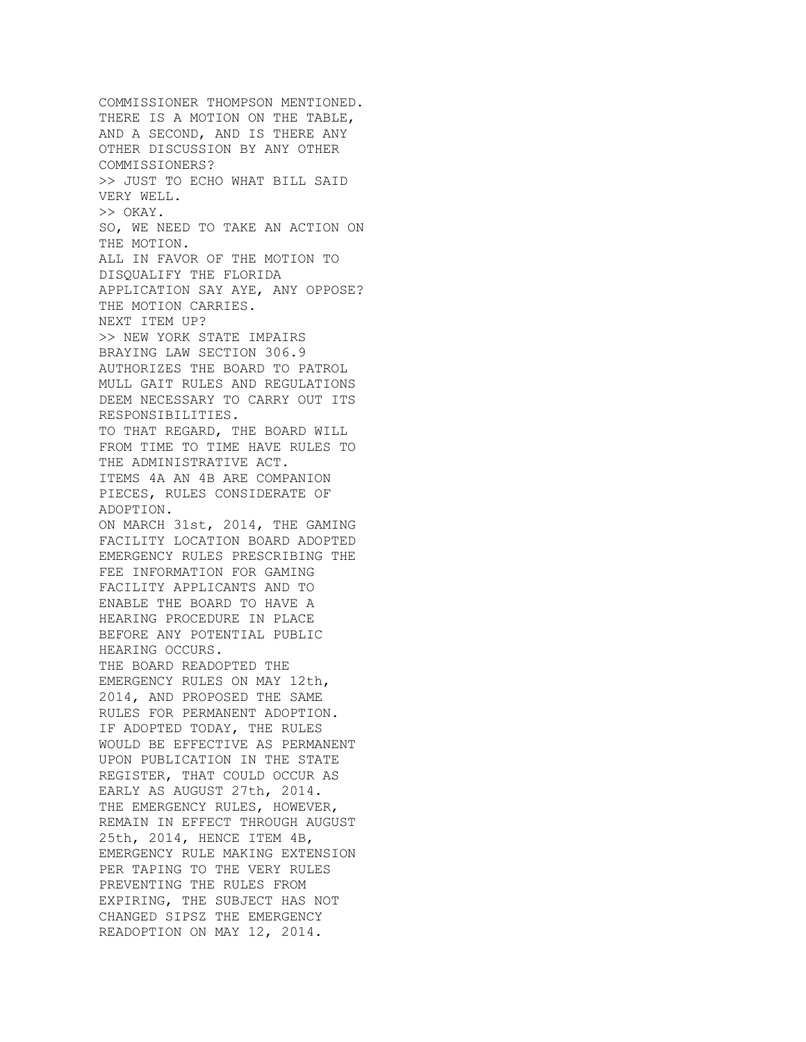COMMISSIONER THOMPSON MENTIONED.
THERE IS A MOTION ON THE TABLE,
AND A SECOND, AND IS THERE ANY
OTHER DISCUSSION BY ANY OTHER
COMMISSIONERS?
>> JUST TO ECHO WHAT BILL SAID
VERY WELL.
>> OKAY.
SO, WE NEED TO TAKE AN ACTION ON
THE MOTION.
ALL IN FAVOR OF THE MOTION TO
DISQUALIFY THE FLORIDA
APPLICATION SAY AYE, ANY OPPOSE?
THE MOTION CARRIES.
NEXT ITEM UP?
>> NEW YORK STATE IMPAIRS
BRAYING LAW SECTION 306.9
AUTHORIZES THE BOARD TO PATROL
MULL GAIT RULES AND REGULATIONS
DEEM NECESSARY TO CARRY OUT ITS
RESPONSIBILITIES.
TO THAT REGARD, THE BOARD WILL
FROM TIME TO TIME HAVE RULES TO
THE ADMINISTRATIVE ACT.
ITEMS 4A AN 4B ARE COMPANION
PIECES, RULES CONSIDERATE OF
ADOPTION.
ON MARCH 31st, 2014, THE GAMING
FACILITY LOCATION BOARD ADOPTED
EMERGENCY RULES PRESCRIBING THE
FEE INFORMATION FOR GAMING
FACILITY APPLICANTS AND TO
ENABLE THE BOARD TO HAVE A
HEARING PROCEDURE IN PLACE
BEFORE ANY POTENTIAL PUBLIC
HEARING OCCURS.
THE BOARD READOPTED THE
EMERGENCY RULES ON MAY 12th,
2014, AND PROPOSED THE SAME
RULES FOR PERMANENT ADOPTION.
IF ADOPTED TODAY, THE RULES
WOULD BE EFFECTIVE AS PERMANENT
UPON PUBLICATION IN THE STATE
REGISTER, THAT COULD OCCUR AS
EARLY AS AUGUST 27th, 2014.
THE EMERGENCY RULES, HOWEVER,
REMAIN IN EFFECT THROUGH AUGUST
25th, 2014, HENCE ITEM 4B,
EMERGENCY RULE MAKING EXTENSION
PER TAPING TO THE VERY RULES
PREVENTING THE RULES FROM
EXPIRING, THE SUBJECT HAS NOT
CHANGED SIPSZ THE EMERGENCY
READOPTION ON MAY 12, 2014.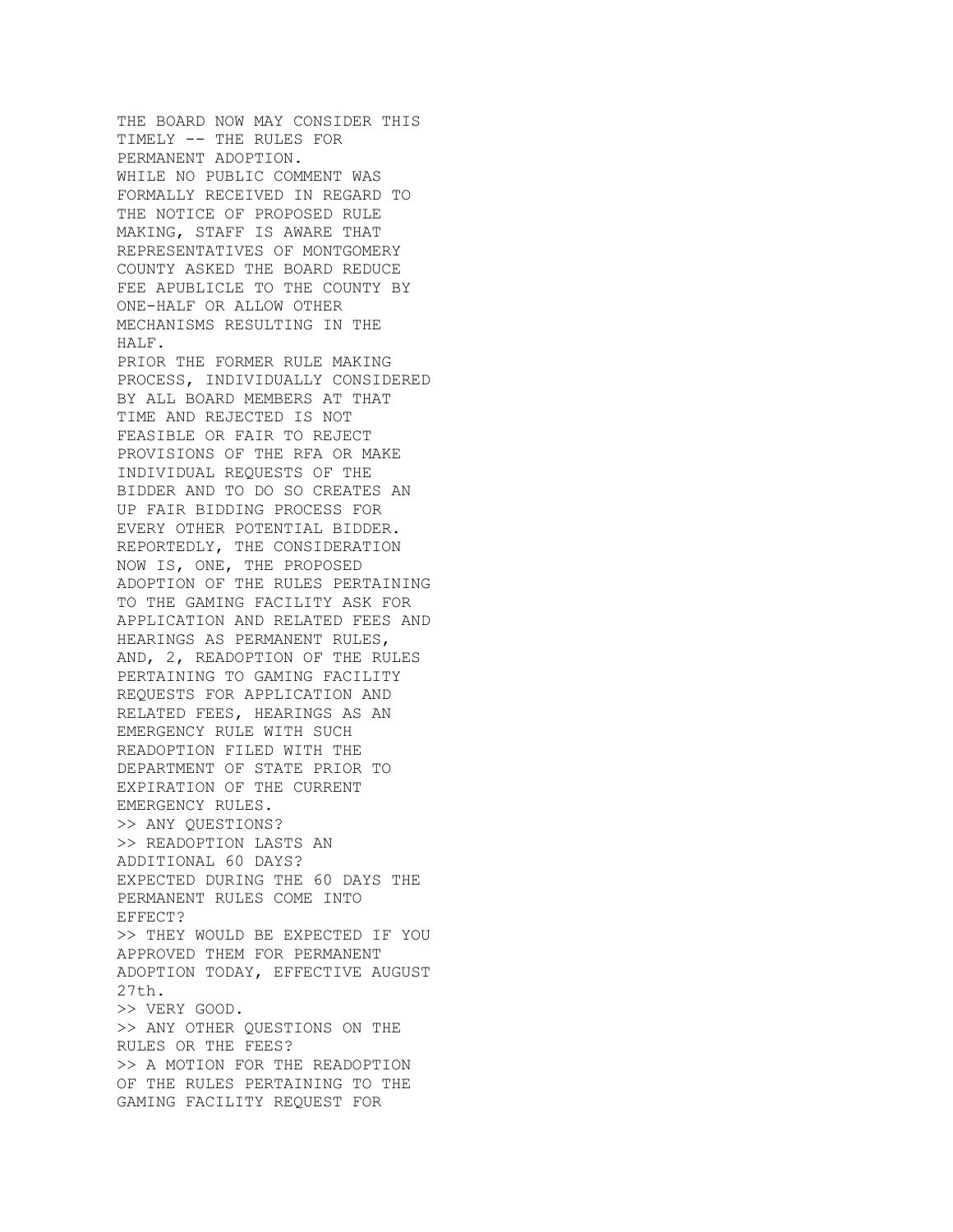THE BOARD NOW MAY CONSIDER THIS TIMELY -- THE RULES FOR PERMANENT ADOPTION.
WHILE NO PUBLIC COMMENT WAS FORMALLY RECEIVED IN REGARD TO THE NOTICE OF PROPOSED RULE MAKING, STAFF IS AWARE THAT REPRESENTATIVES OF MONTGOMERY COUNTY ASKED THE BOARD REDUCE FEE APUBLICLE TO THE COUNTY BY ONE-HALF OR ALLOW OTHER MECHANISMS RESULTING IN THE HALF.
PRIOR THE FORMER RULE MAKING PROCESS, INDIVIDUALLY CONSIDERED BY ALL BOARD MEMBERS AT THAT TIME AND REJECTED IS NOT FEASIBLE OR FAIR TO REJECT PROVISIONS OF THE RFA OR MAKE INDIVIDUAL REQUESTS OF THE BIDDER AND TO DO SO CREATES AN UP FAIR BIDDING PROCESS FOR EVERY OTHER POTENTIAL BIDDER.
REPORTEDLY, THE CONSIDERATION NOW IS, ONE, THE PROPOSED ADOPTION OF THE RULES PERTAINING TO THE GAMING FACILITY ASK FOR APPLICATION AND RELATED FEES AND HEARINGS AS PERMANENT RULES, AND, 2, READOPTION OF THE RULES PERTAINING TO GAMING FACILITY REQUESTS FOR APPLICATION AND RELATED FEES, HEARINGS AS AN EMERGENCY RULE WITH SUCH READOPTION FILED WITH THE DEPARTMENT OF STATE PRIOR TO EXPIRATION OF THE CURRENT EMERGENCY RULES.
>> ANY QUESTIONS?
>> READOPTION LASTS AN ADDITIONAL 60 DAYS?
EXPECTED DURING THE 60 DAYS THE PERMANENT RULES COME INTO EFFECT?
>> THEY WOULD BE EXPECTED IF YOU APPROVED THEM FOR PERMANENT ADOPTION TODAY, EFFECTIVE AUGUST 27th.
>> VERY GOOD.
>> ANY OTHER QUESTIONS ON THE RULES OR THE FEES?
>> A MOTION FOR THE READOPTION OF THE RULES PERTAINING TO THE GAMING FACILITY REQUEST FOR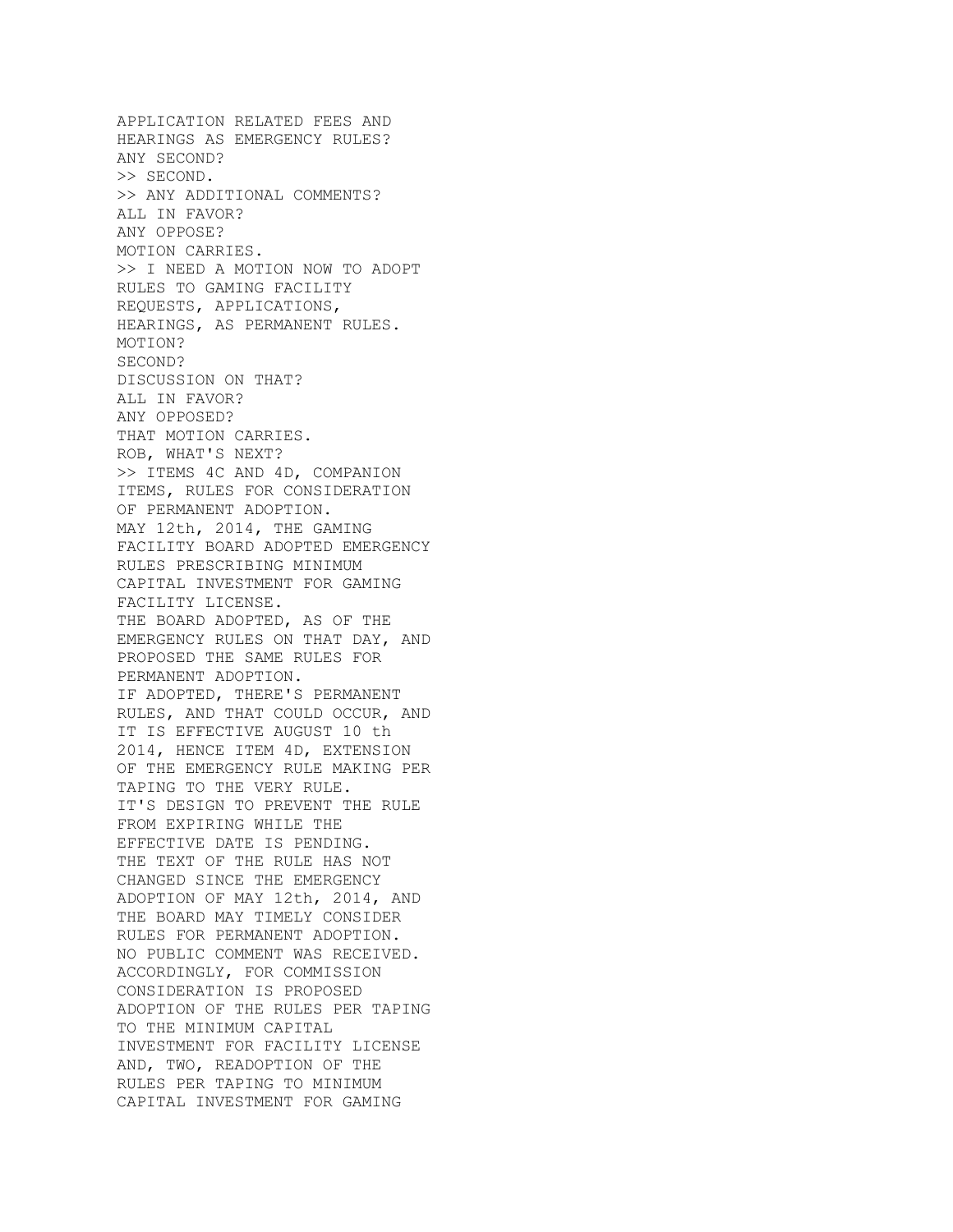APPLICATION RELATED FEES AND
HEARINGS AS EMERGENCY RULES?
ANY SECOND?
>> SECOND.
>> ANY ADDITIONAL COMMENTS?
ALL IN FAVOR?
ANY OPPOSE?
MOTION CARRIES.
>> I NEED A MOTION NOW TO ADOPT
RULES TO GAMING FACILITY
REQUESTS, APPLICATIONS,
HEARINGS, AS PERMANENT RULES.
MOTION?
SECOND?
DISCUSSION ON THAT?
ALL IN FAVOR?
ANY OPPOSED?
THAT MOTION CARRIES.
ROB, WHAT'S NEXT?
>> ITEMS 4C AND 4D, COMPANION
ITEMS, RULES FOR CONSIDERATION
OF PERMANENT ADOPTION.
MAY 12th, 2014, THE GAMING
FACILITY BOARD ADOPTED EMERGENCY
RULES PRESCRIBING MINIMUM
CAPITAL INVESTMENT FOR GAMING
FACILITY LICENSE.
THE BOARD ADOPTED, AS OF THE
EMERGENCY RULES ON THAT DAY, AND
PROPOSED THE SAME RULES FOR
PERMANENT ADOPTION.
IF ADOPTED, THERE'S PERMANENT
RULES, AND THAT COULD OCCUR, AND
IT IS EFFECTIVE AUGUST 10 th
2014, HENCE ITEM 4D, EXTENSION
OF THE EMERGENCY RULE MAKING PER
TAPING TO THE VERY RULE.
IT'S DESIGN TO PREVENT THE RULE
FROM EXPIRING WHILE THE
EFFECTIVE DATE IS PENDING.
THE TEXT OF THE RULE HAS NOT
CHANGED SINCE THE EMERGENCY
ADOPTION OF MAY 12th, 2014, AND
THE BOARD MAY TIMELY CONSIDER
RULES FOR PERMANENT ADOPTION.
NO PUBLIC COMMENT WAS RECEIVED.
ACCORDINGLY, FOR COMMISSION
CONSIDERATION IS PROPOSED
ADOPTION OF THE RULES PER TAPING
TO THE MINIMUM CAPITAL
INVESTMENT FOR FACILITY LICENSE
AND, TWO, READOPTION OF THE
RULES PER TAPING TO MINIMUM
CAPITAL INVESTMENT FOR GAMING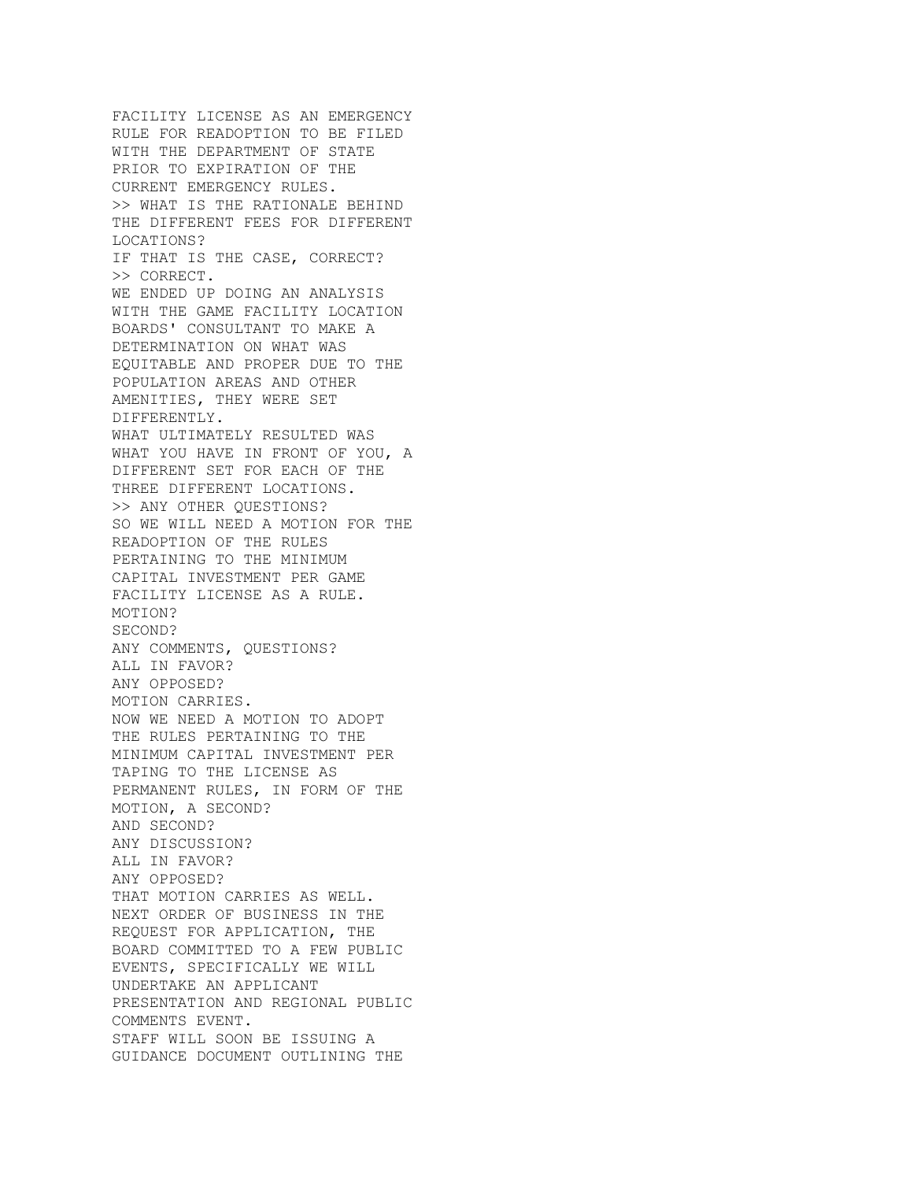FACILITY LICENSE AS AN EMERGENCY
RULE FOR READOPTION TO BE FILED
WITH THE DEPARTMENT OF STATE
PRIOR TO EXPIRATION OF THE
CURRENT EMERGENCY RULES.
>> WHAT IS THE RATIONALE BEHIND
THE DIFFERENT FEES FOR DIFFERENT
LOCATIONS?
IF THAT IS THE CASE, CORRECT?
>> CORRECT.
WE ENDED UP DOING AN ANALYSIS
WITH THE GAME FACILITY LOCATION
BOARDS' CONSULTANT TO MAKE A
DETERMINATION ON WHAT WAS
EQUITABLE AND PROPER DUE TO THE
POPULATION AREAS AND OTHER
AMENITIES, THEY WERE SET
DIFFERENTLY.
WHAT ULTIMATELY RESULTED WAS
WHAT YOU HAVE IN FRONT OF YOU, A
DIFFERENT SET FOR EACH OF THE
THREE DIFFERENT LOCATIONS.
>> ANY OTHER QUESTIONS?
SO WE WILL NEED A MOTION FOR THE
READOPTION OF THE RULES
PERTAINING TO THE MINIMUM
CAPITAL INVESTMENT PER GAME
FACILITY LICENSE AS A RULE.
MOTION?
SECOND?
ANY COMMENTS, QUESTIONS?
ALL IN FAVOR?
ANY OPPOSED?
MOTION CARRIES.
NOW WE NEED A MOTION TO ADOPT
THE RULES PERTAINING TO THE
MINIMUM CAPITAL INVESTMENT PER
TAPING TO THE LICENSE AS
PERMANENT RULES, IN FORM OF THE
MOTION, A SECOND?
AND SECOND?
ANY DISCUSSION?
ALL IN FAVOR?
ANY OPPOSED?
THAT MOTION CARRIES AS WELL.
NEXT ORDER OF BUSINESS IN THE
REQUEST FOR APPLICATION, THE
BOARD COMMITTED TO A FEW PUBLIC
EVENTS, SPECIFICALLY WE WILL
UNDERTAKE AN APPLICANT
PRESENTATION AND REGIONAL PUBLIC
COMMENTS EVENT.
STAFF WILL SOON BE ISSUING A
GUIDANCE DOCUMENT OUTLINING THE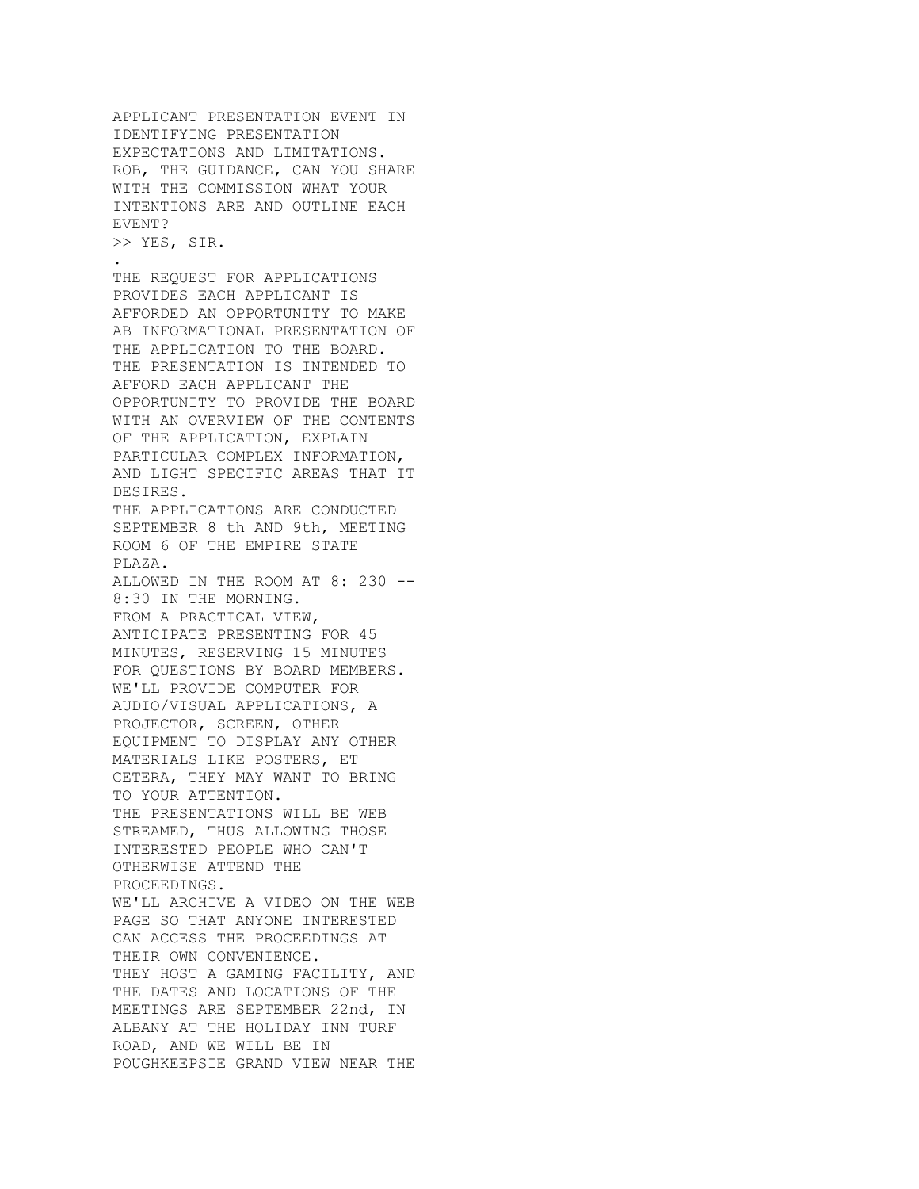APPLICANT PRESENTATION EVENT IN
IDENTIFYING PRESENTATION
EXPECTATIONS AND LIMITATIONS.
ROB, THE GUIDANCE, CAN YOU SHARE
WITH THE COMMISSION WHAT YOUR
INTENTIONS ARE AND OUTLINE EACH
EVENT?
>> YES, SIR.
.
THE REQUEST FOR APPLICATIONS
PROVIDES EACH APPLICANT IS
AFFORDED AN OPPORTUNITY TO MAKE
AB INFORMATIONAL PRESENTATION OF
THE APPLICATION TO THE BOARD.
THE PRESENTATION IS INTENDED TO
AFFORD EACH APPLICANT THE
OPPORTUNITY TO PROVIDE THE BOARD
WITH AN OVERVIEW OF THE CONTENTS
OF THE APPLICATION, EXPLAIN
PARTICULAR COMPLEX INFORMATION,
AND LIGHT SPECIFIC AREAS THAT IT
DESIRES.
THE APPLICATIONS ARE CONDUCTED
SEPTEMBER 8 th AND 9th, MEETING
ROOM 6 OF THE EMPIRE STATE
PLAZA.
ALLOWED IN THE ROOM AT 8: 230 --
8:30 IN THE MORNING.
FROM A PRACTICAL VIEW,
ANTICIPATE PRESENTING FOR 45
MINUTES, RESERVING 15 MINUTES
FOR QUESTIONS BY BOARD MEMBERS.
WE'LL PROVIDE COMPUTER FOR
AUDIO/VISUAL APPLICATIONS, A
PROJECTOR, SCREEN, OTHER
EQUIPMENT TO DISPLAY ANY OTHER
MATERIALS LIKE POSTERS, ET
CETERA, THEY MAY WANT TO BRING
TO YOUR ATTENTION.
THE PRESENTATIONS WILL BE WEB
STREAMED, THUS ALLOWING THOSE
INTERESTED PEOPLE WHO CAN'T
OTHERWISE ATTEND THE
PROCEEDINGS.
WE'LL ARCHIVE A VIDEO ON THE WEB
PAGE SO THAT ANYONE INTERESTED
CAN ACCESS THE PROCEEDINGS AT
THEIR OWN CONVENIENCE.
THEY HOST A GAMING FACILITY, AND
THE DATES AND LOCATIONS OF THE
MEETINGS ARE SEPTEMBER 22nd, IN
ALBANY AT THE HOLIDAY INN TURF
ROAD, AND WE WILL BE IN
POUGHKEEPSIE GRAND VIEW NEAR THE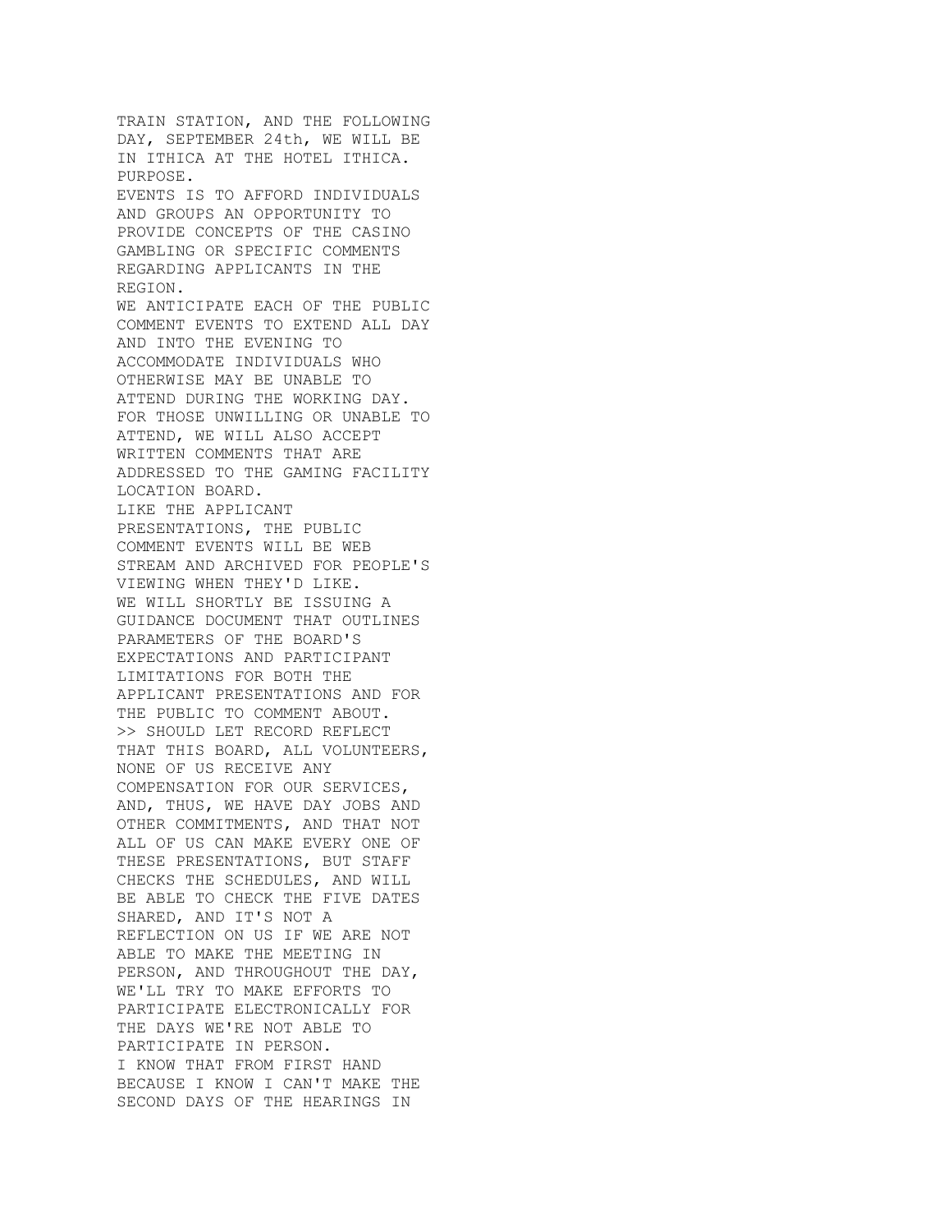TRAIN STATION, AND THE FOLLOWING DAY, SEPTEMBER 24th, WE WILL BE IN ITHICA AT THE HOTEL ITHICA.
PURPOSE.
EVENTS IS TO AFFORD INDIVIDUALS AND GROUPS AN OPPORTUNITY TO PROVIDE CONCEPTS OF THE CASINO GAMBLING OR SPECIFIC COMMENTS REGARDING APPLICANTS IN THE REGION.
WE ANTICIPATE EACH OF THE PUBLIC COMMENT EVENTS TO EXTEND ALL DAY AND INTO THE EVENING TO ACCOMMODATE INDIVIDUALS WHO OTHERWISE MAY BE UNABLE TO ATTEND DURING THE WORKING DAY.
FOR THOSE UNWILLING OR UNABLE TO ATTEND, WE WILL ALSO ACCEPT WRITTEN COMMENTS THAT ARE ADDRESSED TO THE GAMING FACILITY LOCATION BOARD.
LIKE THE APPLICANT PRESENTATIONS, THE PUBLIC COMMENT EVENTS WILL BE WEB STREAM AND ARCHIVED FOR PEOPLE'S VIEWING WHEN THEY'D LIKE.
WE WILL SHORTLY BE ISSUING A GUIDANCE DOCUMENT THAT OUTLINES PARAMETERS OF THE BOARD'S EXPECTATIONS AND PARTICIPANT LIMITATIONS FOR BOTH THE APPLICANT PRESENTATIONS AND FOR THE PUBLIC TO COMMENT ABOUT.
>> SHOULD LET RECORD REFLECT THAT THIS BOARD, ALL VOLUNTEERS, NONE OF US RECEIVE ANY COMPENSATION FOR OUR SERVICES, AND, THUS, WE HAVE DAY JOBS AND OTHER COMMITMENTS, AND THAT NOT ALL OF US CAN MAKE EVERY ONE OF THESE PRESENTATIONS, BUT STAFF CHECKS THE SCHEDULES, AND WILL BE ABLE TO CHECK THE FIVE DATES SHARED, AND IT'S NOT A REFLECTION ON US IF WE ARE NOT ABLE TO MAKE THE MEETING IN PERSON, AND THROUGHOUT THE DAY, WE'LL TRY TO MAKE EFFORTS TO PARTICIPATE ELECTRONICALLY FOR THE DAYS WE'RE NOT ABLE TO PARTICIPATE IN PERSON.
I KNOW THAT FROM FIRST HAND BECAUSE I KNOW I CAN'T MAKE THE SECOND DAYS OF THE HEARINGS IN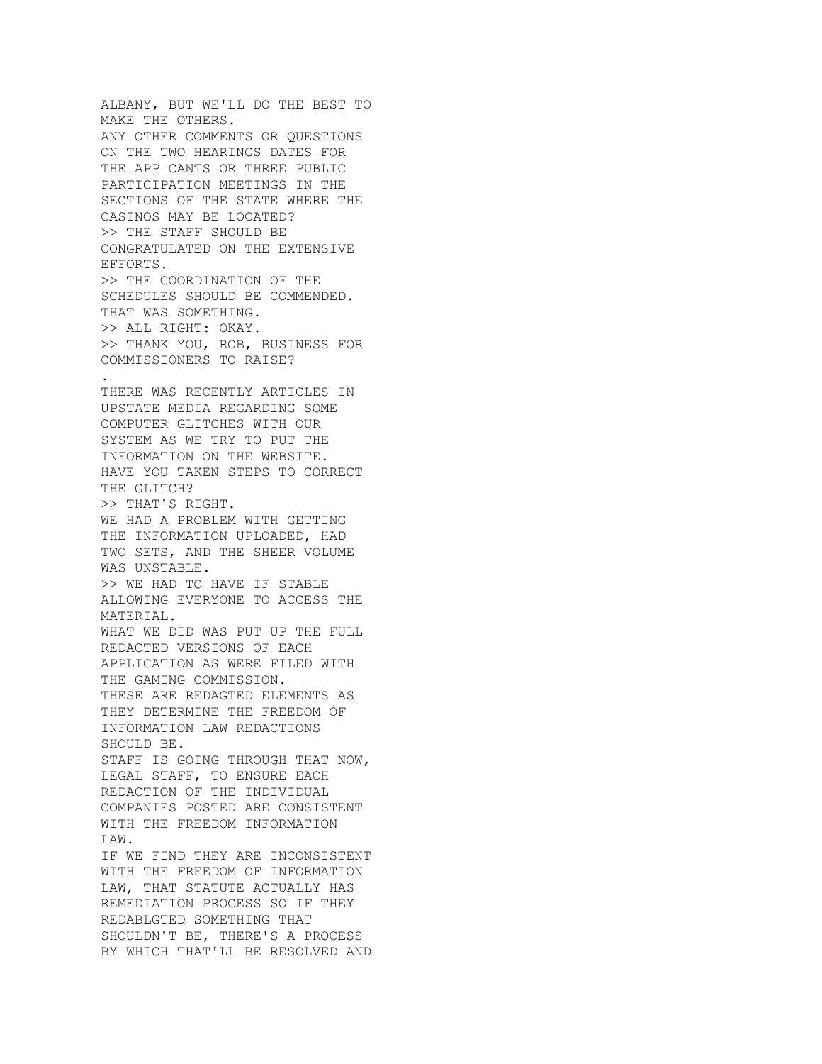ALBANY, BUT WE'LL DO THE BEST TO MAKE THE OTHERS.
ANY OTHER COMMENTS OR QUESTIONS ON THE TWO HEARINGS DATES FOR THE APP CANTS OR THREE PUBLIC PARTICIPATION MEETINGS IN THE SECTIONS OF THE STATE WHERE THE CASINOS MAY BE LOCATED?
>> THE STAFF SHOULD BE CONGRATULATED ON THE EXTENSIVE EFFORTS.
>> THE COORDINATION OF THE SCHEDULES SHOULD BE COMMENDED.
THAT WAS SOMETHING.
>> ALL RIGHT: OKAY.
>> THANK YOU, ROB, BUSINESS FOR COMMISSIONERS TO RAISE?
.
THERE WAS RECENTLY ARTICLES IN UPSTATE MEDIA REGARDING SOME COMPUTER GLITCHES WITH OUR SYSTEM AS WE TRY TO PUT THE INFORMATION ON THE WEBSITE.
HAVE YOU TAKEN STEPS TO CORRECT THE GLITCH?
>> THAT'S RIGHT.
WE HAD A PROBLEM WITH GETTING THE INFORMATION UPLOADED, HAD TWO SETS, AND THE SHEER VOLUME WAS UNSTABLE.
>> WE HAD TO HAVE IF STABLE ALLOWING EVERYONE TO ACCESS THE MATERIAL.
WHAT WE DID WAS PUT UP THE FULL REDACTED VERSIONS OF EACH APPLICATION AS WERE FILED WITH THE GAMING COMMISSION.
THESE ARE REDAGTED ELEMENTS AS THEY DETERMINE THE FREEDOM OF INFORMATION LAW REDACTIONS SHOULD BE.
STAFF IS GOING THROUGH THAT NOW, LEGAL STAFF, TO ENSURE EACH REDACTION OF THE INDIVIDUAL COMPANIES POSTED ARE CONSISTENT WITH THE FREEDOM INFORMATION LAW.
IF WE FIND THEY ARE INCONSISTENT WITH THE FREEDOM OF INFORMATION LAW, THAT STATUTE ACTUALLY HAS REMEDIATION PROCESS SO IF THEY REDABLGTED SOMETHING THAT SHOULDN'T BE, THERE'S A PROCESS BY WHICH THAT'LL BE RESOLVED AND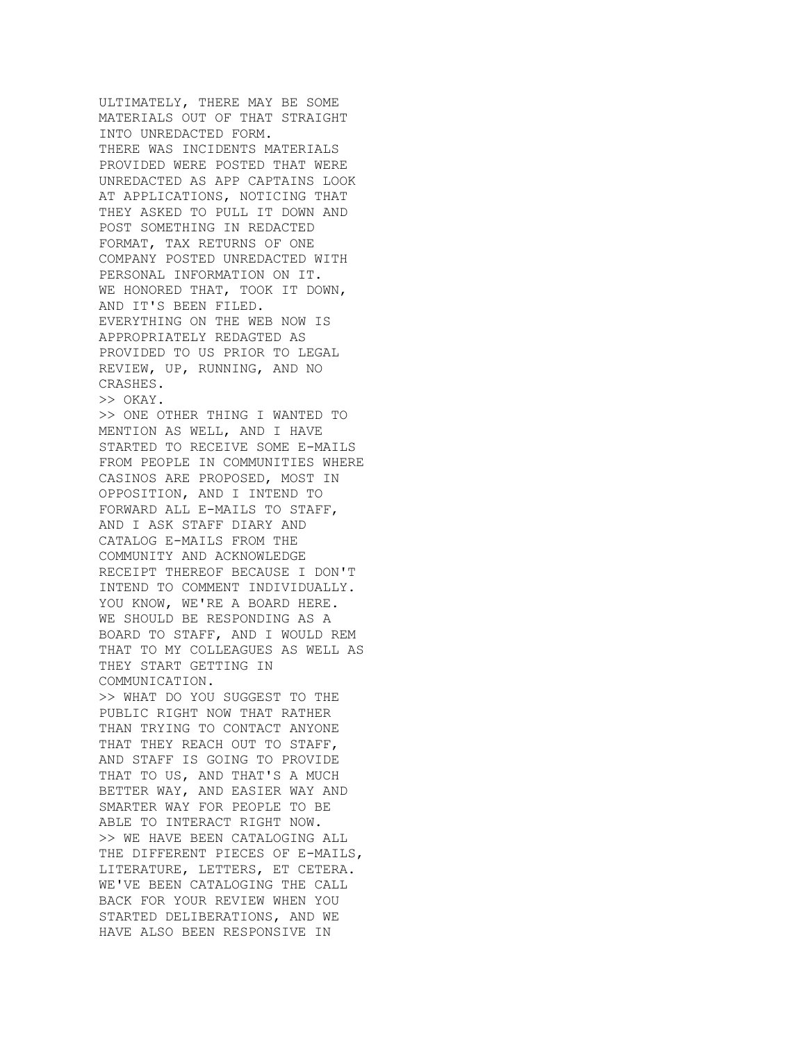ULTIMATELY, THERE MAY BE SOME
MATERIALS OUT OF THAT STRAIGHT
INTO UNREDACTED FORM.
THERE WAS INCIDENTS MATERIALS
PROVIDED WERE POSTED THAT WERE
UNREDACTED AS APP CAPTAINS LOOK
AT APPLICATIONS, NOTICING THAT
THEY ASKED TO PULL IT DOWN AND
POST SOMETHING IN REDACTED
FORMAT, TAX RETURNS OF ONE
COMPANY POSTED UNREDACTED WITH
PERSONAL INFORMATION ON IT.
WE HONORED THAT, TOOK IT DOWN,
AND IT'S BEEN FILED.
EVERYTHING ON THE WEB NOW IS
APPROPRIATELY REDAGTED AS
PROVIDED TO US PRIOR TO LEGAL
REVIEW, UP, RUNNING, AND NO
CRASHES.
>> OKAY.
>> ONE OTHER THING I WANTED TO
MENTION AS WELL, AND I HAVE
STARTED TO RECEIVE SOME E-MAILS
FROM PEOPLE IN COMMUNITIES WHERE
CASINOS ARE PROPOSED, MOST IN
OPPOSITION, AND I INTEND TO
FORWARD ALL E-MAILS TO STAFF,
AND I ASK STAFF DIARY AND
CATALOG E-MAILS FROM THE
COMMUNITY AND ACKNOWLEDGE
RECEIPT THEREOF BECAUSE I DON'T
INTEND TO COMMENT INDIVIDUALLY.
YOU KNOW, WE'RE A BOARD HERE.
WE SHOULD BE RESPONDING AS A
BOARD TO STAFF, AND I WOULD REM
THAT TO MY COLLEAGUES AS WELL AS
THEY START GETTING IN
COMMUNICATION.
>> WHAT DO YOU SUGGEST TO THE
PUBLIC RIGHT NOW THAT RATHER
THAN TRYING TO CONTACT ANYONE
THAT THEY REACH OUT TO STAFF,
AND STAFF IS GOING TO PROVIDE
THAT TO US, AND THAT'S A MUCH
BETTER WAY, AND EASIER WAY AND
SMARTER WAY FOR PEOPLE TO BE
ABLE TO INTERACT RIGHT NOW.
>> WE HAVE BEEN CATALOGING ALL
THE DIFFERENT PIECES OF E-MAILS,
LITERATURE, LETTERS, ET CETERA.
WE'VE BEEN CATALOGING THE CALL
BACK FOR YOUR REVIEW WHEN YOU
STARTED DELIBERATIONS, AND WE
HAVE ALSO BEEN RESPONSIVE IN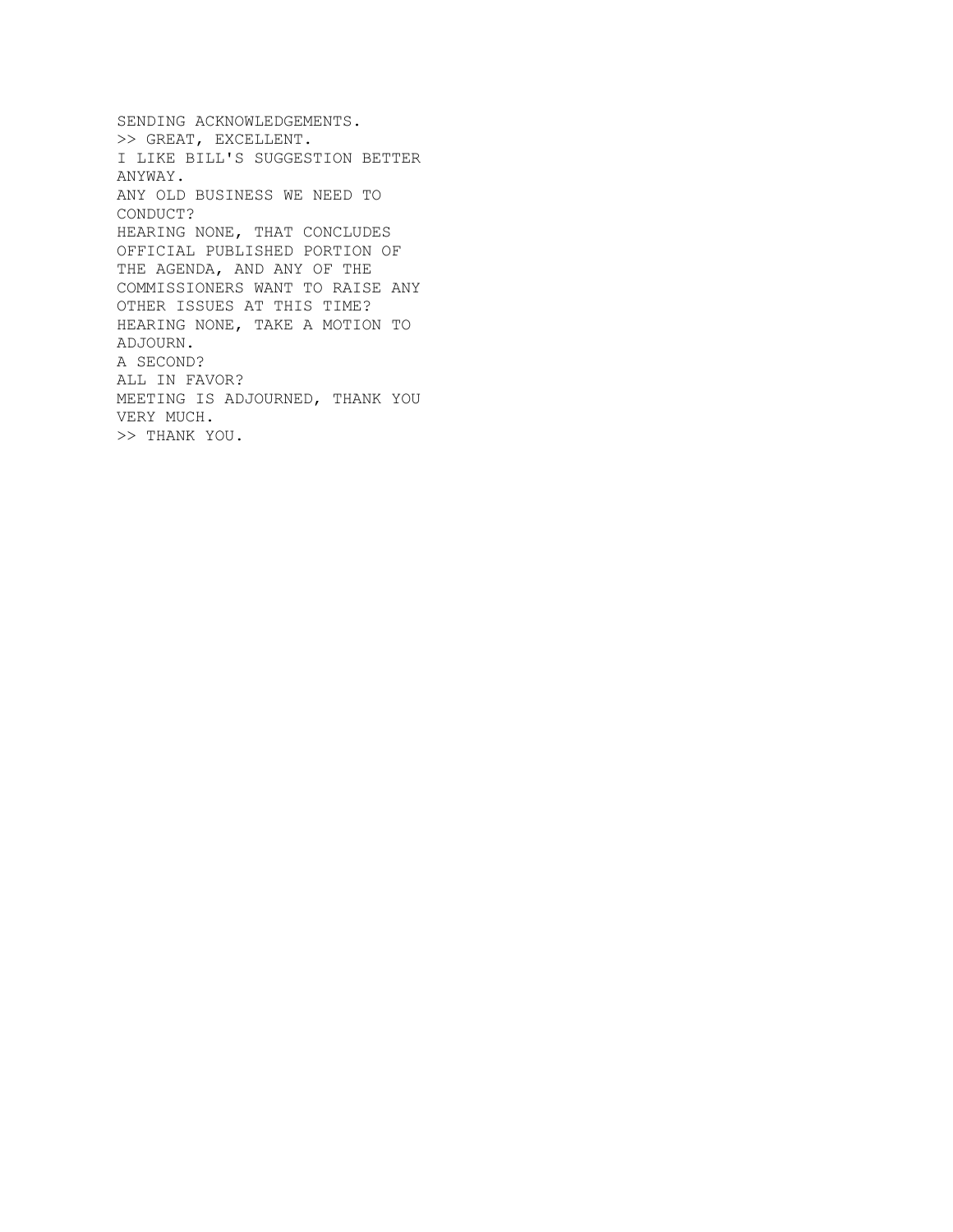SENDING ACKNOWLEDGEMENTS.
>> GREAT, EXCELLENT.
I LIKE BILL'S SUGGESTION BETTER ANYWAY.
ANY OLD BUSINESS WE NEED TO CONDUCT?
HEARING NONE, THAT CONCLUDES OFFICIAL PUBLISHED PORTION OF THE AGENDA, AND ANY OF THE COMMISSIONERS WANT TO RAISE ANY OTHER ISSUES AT THIS TIME?
HEARING NONE, TAKE A MOTION TO ADJOURN.
A SECOND?
ALL IN FAVOR?
MEETING IS ADJOURNED, THANK YOU VERY MUCH.
>> THANK YOU.